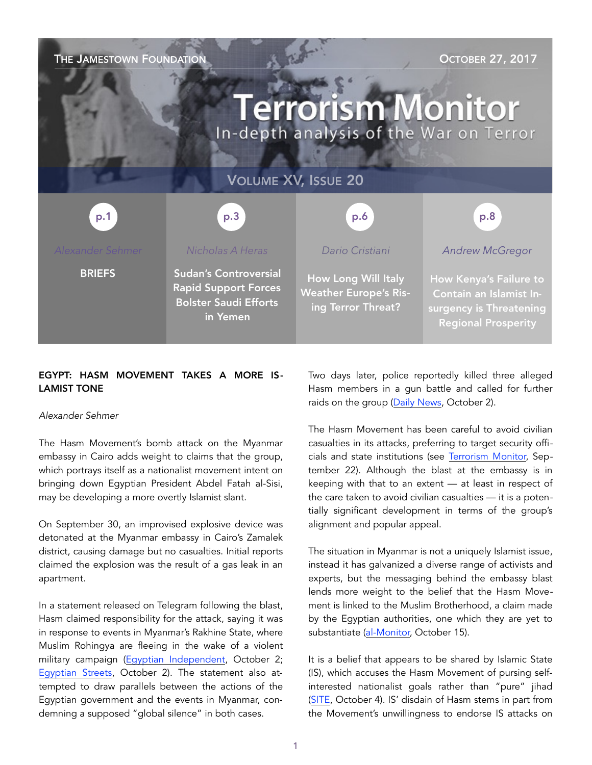# Terrorism Monitor

In-depth analysis of the War on Terror

The Jamestown Foundation — October 27, 2017

Volume XV, Issue 20

| p.1 | p.3 | p.6 | p.8 |
|---|---|---|---|
| Alexander Sehmer | Nicholas A Heras | Dario Cristiani | Andrew McGregor |
| **BRIEFS** | **Sudan's Controversial Rapid Support Forces Bolster Saudi Efforts in Yemen** | **How Long Will Italy Weather Europe's Rising Terror Threat?** | **How Kenya's Failure to Contain an Islamist Insurgency is Threatening Regional Prosperity** |

## EGYPT: HASM MOVEMENT TAKES A MORE ISLAMIST TONE

*Alexander Sehmer*

The Hasm Movement's bomb attack on the Myanmar embassy in Cairo adds weight to claims that the group, which portrays itself as a nationalist movement intent on bringing down Egyptian President Abdel Fatah al-Sisi, may be developing a more overtly Islamist slant.

On September 30, an improvised explosive device was detonated at the Myanmar embassy in Cairo's Zamalek district, causing damage but no casualties. Initial reports claimed the explosion was the result of a gas leak in an apartment.

In a statement released on Telegram following the blast, Hasm claimed responsibility for the attack, saying it was in response to events in Myanmar's Rakhine State, where Muslim Rohingya are fleeing in the wake of a violent military campaign (Egyptian Independent, October 2; Egyptian Streets, October 2). The statement also attempted to draw parallels between the actions of the Egyptian government and the events in Myanmar, condemning a supposed "global silence" in both cases.

Two days later, police reportedly killed three alleged Hasm members in a gun battle and called for further raids on the group (Daily News, October 2).

The Hasm Movement has been careful to avoid civilian casualties in its attacks, preferring to target security officials and state institutions (see Terrorism Monitor, September 22). Although the blast at the embassy is in keeping with that to an extent — at least in respect of the care taken to avoid civilian casualties — it is a potentially significant development in terms of the group's alignment and popular appeal.

The situation in Myanmar is not a uniquely Islamist issue, instead it has galvanized a diverse range of activists and experts, but the messaging behind the embassy blast lends more weight to the belief that the Hasm Movement is linked to the Muslim Brotherhood, a claim made by the Egyptian authorities, one which they are yet to substantiate (al-Monitor, October 15).

It is a belief that appears to be shared by Islamic State (IS), which accuses the Hasm Movement of pursing self-interested nationalist goals rather than "pure" jihad (SITE, October 4). IS' disdain of Hasm stems in part from the Movement's unwillingness to endorse IS attacks on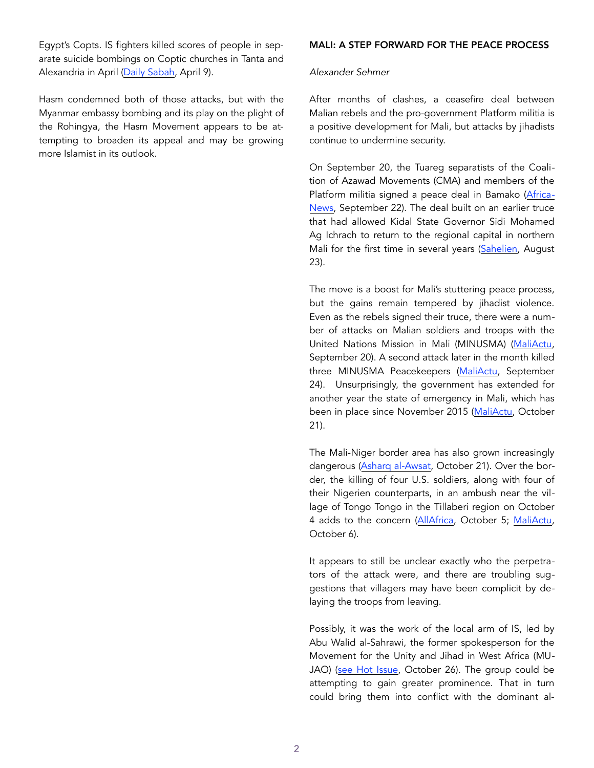Egypt's Copts. IS fighters killed scores of people in separate suicide bombings on Coptic churches in Tanta and Alexandria in April (Daily Sabah, April 9).

Hasm condemned both of those attacks, but with the Myanmar embassy bombing and its play on the plight of the Rohingya, the Hasm Movement appears to be attempting to broaden its appeal and may be growing more Islamist in its outlook.

## MALI: A STEP FORWARD FOR THE PEACE PROCESS

*Alexander Sehmer*

After months of clashes, a ceasefire deal between Malian rebels and the pro-government Platform militia is a positive development for Mali, but attacks by jihadists continue to undermine security.

On September 20, the Tuareg separatists of the Coalition of Azawad Movements (CMA) and members of the Platform militia signed a peace deal in Bamako (AfricaNews, September 22). The deal built on an earlier truce that had allowed Kidal State Governor Sidi Mohamed Ag Ichrach to return to the regional capital in northern Mali for the first time in several years (Sahelien, August 23).

The move is a boost for Mali's stuttering peace process, but the gains remain tempered by jihadist violence. Even as the rebels signed their truce, there were a number of attacks on Malian soldiers and troops with the United Nations Mission in Mali (MINUSMA) (MaliActu, September 20). A second attack later in the month killed three MINUSMA Peacekeepers (MaliActu, September 24). Unsurprisingly, the government has extended for another year the state of emergency in Mali, which has been in place since November 2015 (MaliActu, October 21).

The Mali-Niger border area has also grown increasingly dangerous (Asharq al-Awsat, October 21). Over the border, the killing of four U.S. soldiers, along with four of their Nigerien counterparts, in an ambush near the village of Tongo Tongo in the Tillaberi region on October 4 adds to the concern (AllAfrica, October 5; MaliActu, October 6).

It appears to still be unclear exactly who the perpetrators of the attack were, and there are troubling suggestions that villagers may have been complicit by delaying the troops from leaving.

Possibly, it was the work of the local arm of IS, led by Abu Walid al-Sahrawi, the former spokesperson for the Movement for the Unity and Jihad in West Africa (MUJAO) (see Hot Issue, October 26). The group could be attempting to gain greater prominence. That in turn could bring them into conflict with the dominant al-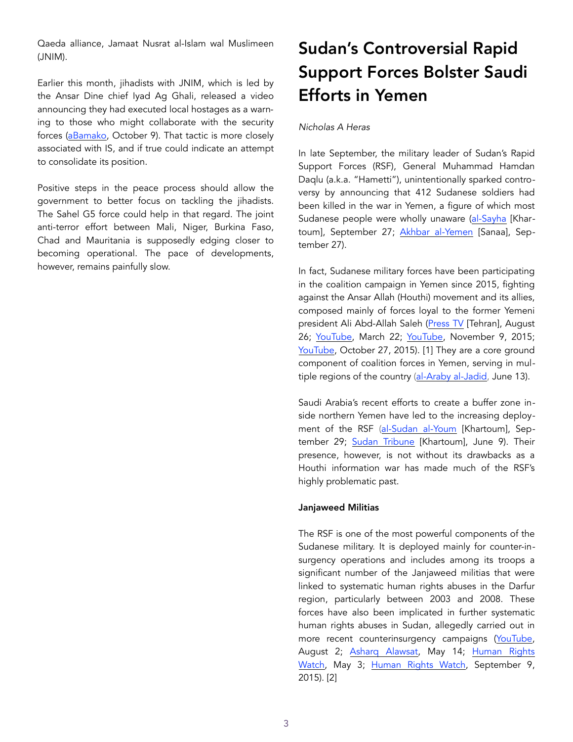Qaeda alliance, Jamaat Nusrat al-Islam wal Muslimeen (JNIM).

Earlier this month, jihadists with JNIM, which is led by the Ansar Dine chief Iyad Ag Ghali, released a video announcing they had executed local hostages as a warning to those who might collaborate with the security forces (aBamako, October 9). That tactic is more closely associated with IS, and if true could indicate an attempt to consolidate its position.

Positive steps in the peace process should allow the government to better focus on tackling the jihadists. The Sahel G5 force could help in that regard. The joint anti-terror effort between Mali, Niger, Burkina Faso, Chad and Mauritania is supposedly edging closer to becoming operational. The pace of developments, however, remains painfully slow.

# Sudan's Controversial Rapid Support Forces Bolster Saudi Efforts in Yemen

*Nicholas A Heras*

In late September, the military leader of Sudan's Rapid Support Forces (RSF), General Muhammad Hamdan Daqlu (a.k.a. "Hametti"), unintentionally sparked controversy by announcing that 412 Sudanese soldiers had been killed in the war in Yemen, a figure of which most Sudanese people were wholly unaware (al-Sayha [Khartoum], September 27; Akhbar al-Yemen [Sanaa], September 27).

In fact, Sudanese military forces have been participating in the coalition campaign in Yemen since 2015, fighting against the Ansar Allah (Houthi) movement and its allies, composed mainly of forces loyal to the former Yemeni president Ali Abd-Allah Saleh (Press TV [Tehran], August 26; YouTube, March 22; YouTube, November 9, 2015; YouTube, October 27, 2015). [1] They are a core ground component of coalition forces in Yemen, serving in multiple regions of the country (al-Araby al-Jadid, June 13).

Saudi Arabia's recent efforts to create a buffer zone inside northern Yemen have led to the increasing deployment of the RSF (al-Sudan al-Youm [Khartoum], September 29; Sudan Tribune [Khartoum], June 9). Their presence, however, is not without its drawbacks as a Houthi information war has made much of the RSF's highly problematic past.

**Janjaweed Militias**

The RSF is one of the most powerful components of the Sudanese military. It is deployed mainly for counter-insurgency operations and includes among its troops a significant number of the Janjaweed militias that were linked to systematic human rights abuses in the Darfur region, particularly between 2003 and 2008. These forces have also been implicated in further systematic human rights abuses in Sudan, allegedly carried out in more recent counterinsurgency campaigns (YouTube, August 2; Asharq Alawsat, May 14; Human Rights Watch, May 3; Human Rights Watch, September 9, 2015). [2]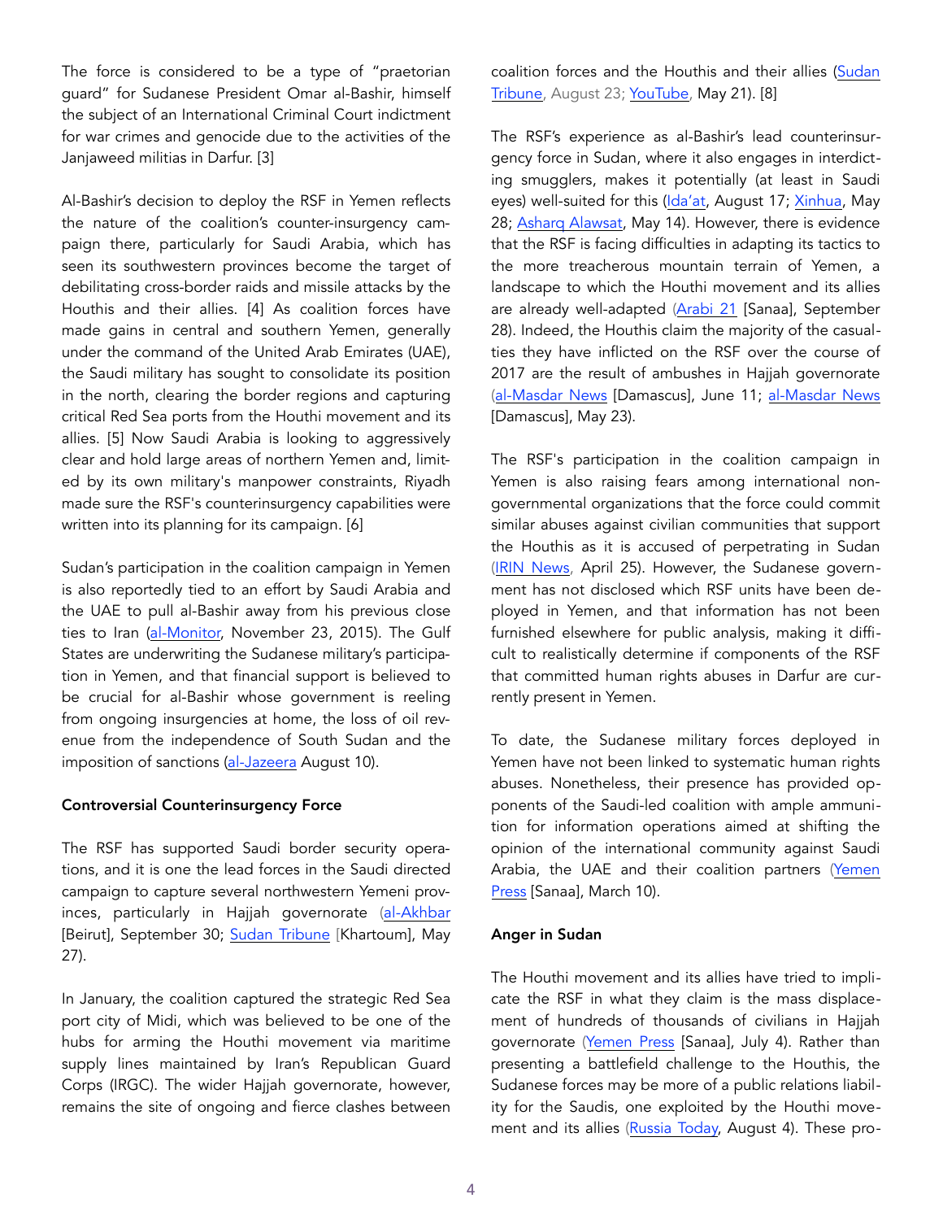The force is considered to be a type of "praetorian guard" for Sudanese President Omar al-Bashir, himself the subject of an International Criminal Court indictment for war crimes and genocide due to the activities of the Janjaweed militias in Darfur. [3]

Al-Bashir's decision to deploy the RSF in Yemen reflects the nature of the coalition's counter-insurgency campaign there, particularly for Saudi Arabia, which has seen its southwestern provinces become the target of debilitating cross-border raids and missile attacks by the Houthis and their allies. [4] As coalition forces have made gains in central and southern Yemen, generally under the command of the United Arab Emirates (UAE), the Saudi military has sought to consolidate its position in the north, clearing the border regions and capturing critical Red Sea ports from the Houthi movement and its allies. [5] Now Saudi Arabia is looking to aggressively clear and hold large areas of northern Yemen and, limited by its own military's manpower constraints, Riyadh made sure the RSF's counterinsurgency capabilities were written into its planning for its campaign. [6]

Sudan's participation in the coalition campaign in Yemen is also reportedly tied to an effort by Saudi Arabia and the UAE to pull al-Bashir away from his previous close ties to Iran (al-Monitor, November 23, 2015). The Gulf States are underwriting the Sudanese military's participation in Yemen, and that financial support is believed to be crucial for al-Bashir whose government is reeling from ongoing insurgencies at home, the loss of oil revenue from the independence of South Sudan and the imposition of sanctions (al-Jazeera August 10).

**Controversial Counterinsurgency Force**

The RSF has supported Saudi border security operations, and it is one the lead forces in the Saudi directed campaign to capture several northwestern Yemeni provinces, particularly in Hajjah governorate (al-Akhbar [Beirut], September 30; Sudan Tribune [Khartoum], May 27).

In January, the coalition captured the strategic Red Sea port city of Midi, which was believed to be one of the hubs for arming the Houthi movement via maritime supply lines maintained by Iran's Republican Guard Corps (IRGC). The wider Hajjah governorate, however, remains the site of ongoing and fierce clashes between coalition forces and the Houthis and their allies (Sudan Tribune, August 23; YouTube, May 21). [8]

The RSF's experience as al-Bashir's lead counterinsurgency force in Sudan, where it also engages in interdicting smugglers, makes it potentially (at least in Saudi eyes) well-suited for this (Ida'at, August 17; Xinhua, May 28; Asharq Alawsat, May 14). However, there is evidence that the RSF is facing difficulties in adapting its tactics to the more treacherous mountain terrain of Yemen, a landscape to which the Houthi movement and its allies are already well-adapted (Arabi 21 [Sanaa], September 28). Indeed, the Houthis claim the majority of the casualties they have inflicted on the RSF over the course of 2017 are the result of ambushes in Hajjah governorate (al-Masdar News [Damascus], June 11; al-Masdar News [Damascus], May 23).

The RSF's participation in the coalition campaign in Yemen is also raising fears among international non-governmental organizations that the force could commit similar abuses against civilian communities that support the Houthis as it is accused of perpetrating in Sudan (IRIN News, April 25). However, the Sudanese government has not disclosed which RSF units have been deployed in Yemen, and that information has not been furnished elsewhere for public analysis, making it difficult to realistically determine if components of the RSF that committed human rights abuses in Darfur are currently present in Yemen.

To date, the Sudanese military forces deployed in Yemen have not been linked to systematic human rights abuses. Nonetheless, their presence has provided opponents of the Saudi-led coalition with ample ammunition for information operations aimed at shifting the opinion of the international community against Saudi Arabia, the UAE and their coalition partners (Yemen Press [Sanaa], March 10).

**Anger in Sudan**

The Houthi movement and its allies have tried to implicate the RSF in what they claim is the mass displacement of hundreds of thousands of civilians in Hajjah governorate (Yemen Press [Sanaa], July 4). Rather than presenting a battlefield challenge to the Houthis, the Sudanese forces may be more of a public relations liability for the Saudis, one exploited by the Houthi movement and its allies (Russia Today, August 4). These pro-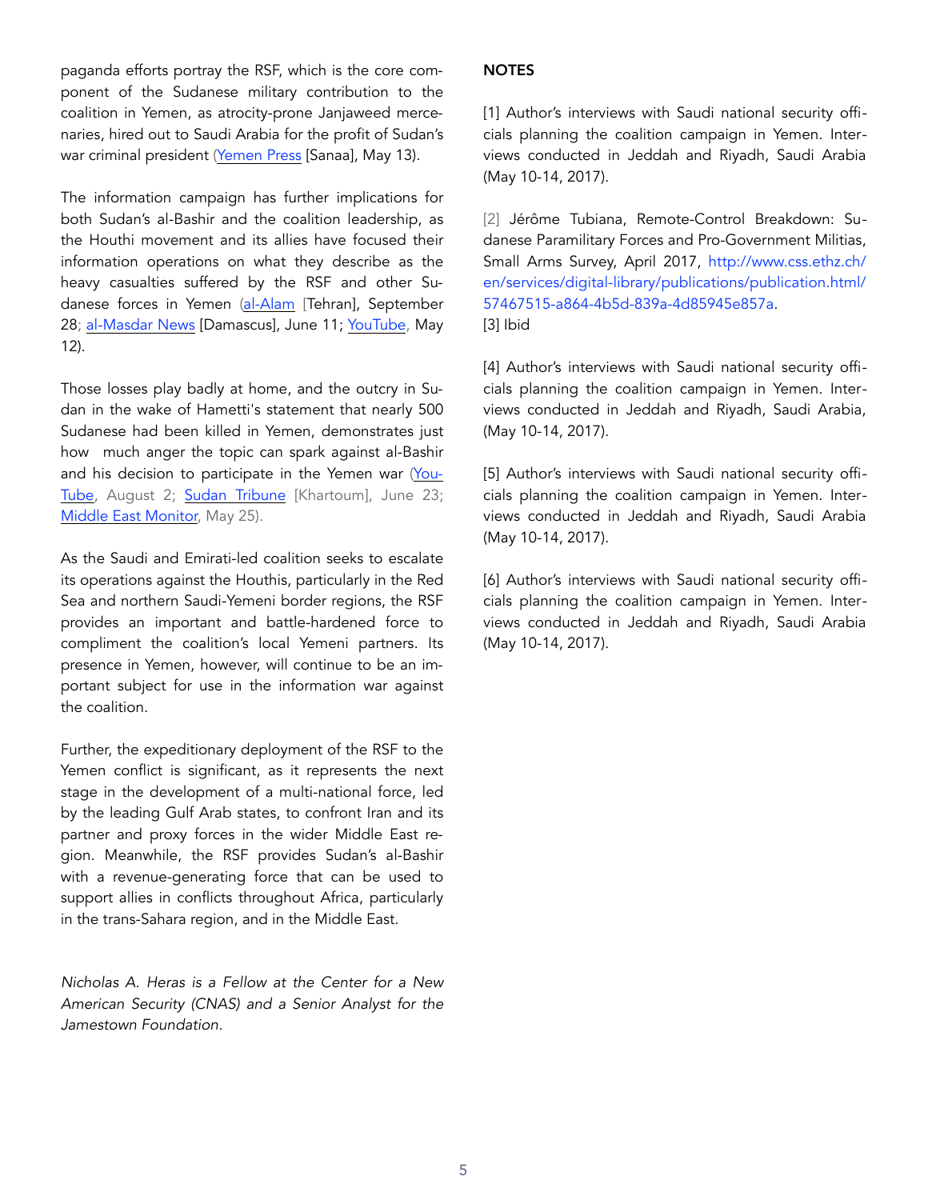paganda efforts portray the RSF, which is the core component of the Sudanese military contribution to the coalition in Yemen, as atrocity-prone Janjaweed mercenaries, hired out to Saudi Arabia for the profit of Sudan's war criminal president (Yemen Press [Sanaa], May 13).

The information campaign has further implications for both Sudan's al-Bashir and the coalition leadership, as the Houthi movement and its allies have focused their information operations on what they describe as the heavy casualties suffered by the RSF and other Sudanese forces in Yemen (al-Alam [Tehran], September 28; al-Masdar News [Damascus], June 11; YouTube, May 12).

Those losses play badly at home, and the outcry in Sudan in the wake of Hametti's statement that nearly 500 Sudanese had been killed in Yemen, demonstrates just how much anger the topic can spark against al-Bashir and his decision to participate in the Yemen war (YouTube, August 2; Sudan Tribune [Khartoum], June 23; Middle East Monitor, May 25).

As the Saudi and Emirati-led coalition seeks to escalate its operations against the Houthis, particularly in the Red Sea and northern Saudi-Yemeni border regions, the RSF provides an important and battle-hardened force to compliment the coalition's local Yemeni partners. Its presence in Yemen, however, will continue to be an important subject for use in the information war against the coalition.

Further, the expeditionary deployment of the RSF to the Yemen conflict is significant, as it represents the next stage in the development of a multi-national force, led by the leading Gulf Arab states, to confront Iran and its partner and proxy forces in the wider Middle East region. Meanwhile, the RSF provides Sudan's al-Bashir with a revenue-generating force that can be used to support allies in conflicts throughout Africa, particularly in the trans-Sahara region, and in the Middle East.

*Nicholas A. Heras is a Fellow at the Center for a New American Security (CNAS) and a Senior Analyst for the Jamestown Foundation.*

**NOTES**

[1] Author's interviews with Saudi national security officials planning the coalition campaign in Yemen. Interviews conducted in Jeddah and Riyadh, Saudi Arabia (May 10-14, 2017).

[2] Jérôme Tubiana, Remote-Control Breakdown: Sudanese Paramilitary Forces and Pro-Government Militias, Small Arms Survey, April 2017, http://www.css.ethz.ch/en/services/digital-library/publications/publication.html/57467515-a864-4b5d-839a-4d85945e857a.

[3] Ibid

[4] Author's interviews with Saudi national security officials planning the coalition campaign in Yemen. Interviews conducted in Jeddah and Riyadh, Saudi Arabia, (May 10-14, 2017).

[5] Author's interviews with Saudi national security officials planning the coalition campaign in Yemen. Interviews conducted in Jeddah and Riyadh, Saudi Arabia (May 10-14, 2017).

[6] Author's interviews with Saudi national security officials planning the coalition campaign in Yemen. Interviews conducted in Jeddah and Riyadh, Saudi Arabia (May 10-14, 2017).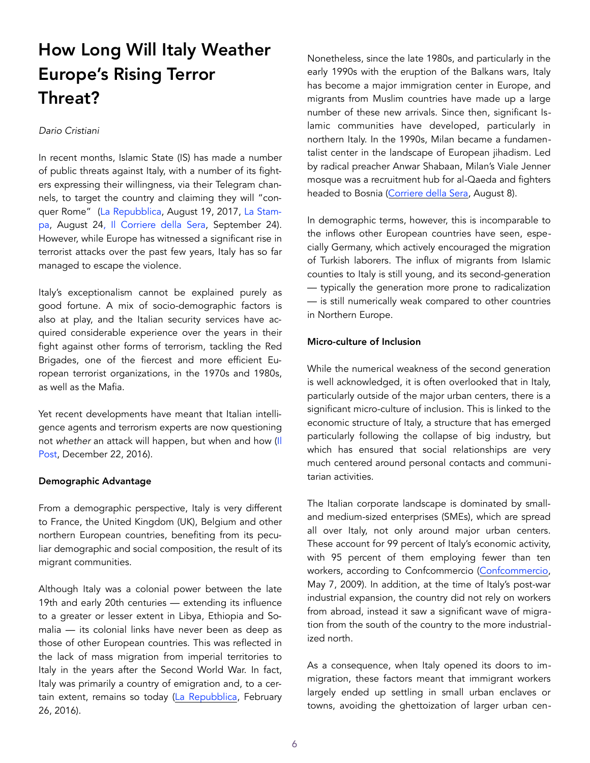# How Long Will Italy Weather Europe's Rising Terror Threat?

*Dario Cristiani*

In recent months, Islamic State (IS) has made a number of public threats against Italy, with a number of its fighters expressing their willingness, via their Telegram channels, to target the country and claiming they will "conquer Rome" (La Repubblica, August 19, 2017, La Stampa, August 24, Il Corriere della Sera, September 24). However, while Europe has witnessed a significant rise in terrorist attacks over the past few years, Italy has so far managed to escape the violence.

Italy's exceptionalism cannot be explained purely as good fortune. A mix of socio-demographic factors is also at play, and the Italian security services have acquired considerable experience over the years in their fight against other forms of terrorism, tackling the Red Brigades, one of the fiercest and more efficient European terrorist organizations, in the 1970s and 1980s, as well as the Mafia.

Yet recent developments have meant that Italian intelligence agents and terrorism experts are now questioning not *whether* an attack will happen, but when and how (Il Post, December 22, 2016).

**Demographic Advantage**

From a demographic perspective, Italy is very different to France, the United Kingdom (UK), Belgium and other northern European countries, benefiting from its peculiar demographic and social composition, the result of its migrant communities.

Although Italy was a colonial power between the late 19th and early 20th centuries — extending its influence to a greater or lesser extent in Libya, Ethiopia and Somalia — its colonial links have never been as deep as those of other European countries. This was reflected in the lack of mass migration from imperial territories to Italy in the years after the Second World War. In fact, Italy was primarily a country of emigration and, to a certain extent, remains so today (La Repubblica, February 26, 2016).

Nonetheless, since the late 1980s, and particularly in the early 1990s with the eruption of the Balkans wars, Italy has become a major immigration center in Europe, and migrants from Muslim countries have made up a large number of these new arrivals. Since then, significant Islamic communities have developed, particularly in northern Italy. In the 1990s, Milan became a fundamentalist center in the landscape of European jihadism. Led by radical preacher Anwar Shabaan, Milan's Viale Jenner mosque was a recruitment hub for al-Qaeda and fighters headed to Bosnia (Corriere della Sera, August 8).

In demographic terms, however, this is incomparable to the inflows other European countries have seen, especially Germany, which actively encouraged the migration of Turkish laborers. The influx of migrants from Islamic counties to Italy is still young, and its second-generation — typically the generation more prone to radicalization — is still numerically weak compared to other countries in Northern Europe.

**Micro-culture of Inclusion**

While the numerical weakness of the second generation is well acknowledged, it is often overlooked that in Italy, particularly outside of the major urban centers, there is a significant micro-culture of inclusion. This is linked to the economic structure of Italy, a structure that has emerged particularly following the collapse of big industry, but which has ensured that social relationships are very much centered around personal contacts and communitarian activities.

The Italian corporate landscape is dominated by small- and medium-sized enterprises (SMEs), which are spread all over Italy, not only around major urban centers. These account for 99 percent of Italy's economic activity, with 95 percent of them employing fewer than ten workers, according to Confcommercio (Confcommercio, May 7, 2009). In addition, at the time of Italy's post-war industrial expansion, the country did not rely on workers from abroad, instead it saw a significant wave of migration from the south of the country to the more industrialized north.

As a consequence, when Italy opened its doors to immigration, these factors meant that immigrant workers largely ended up settling in small urban enclaves or towns, avoiding the ghettoization of larger urban cen-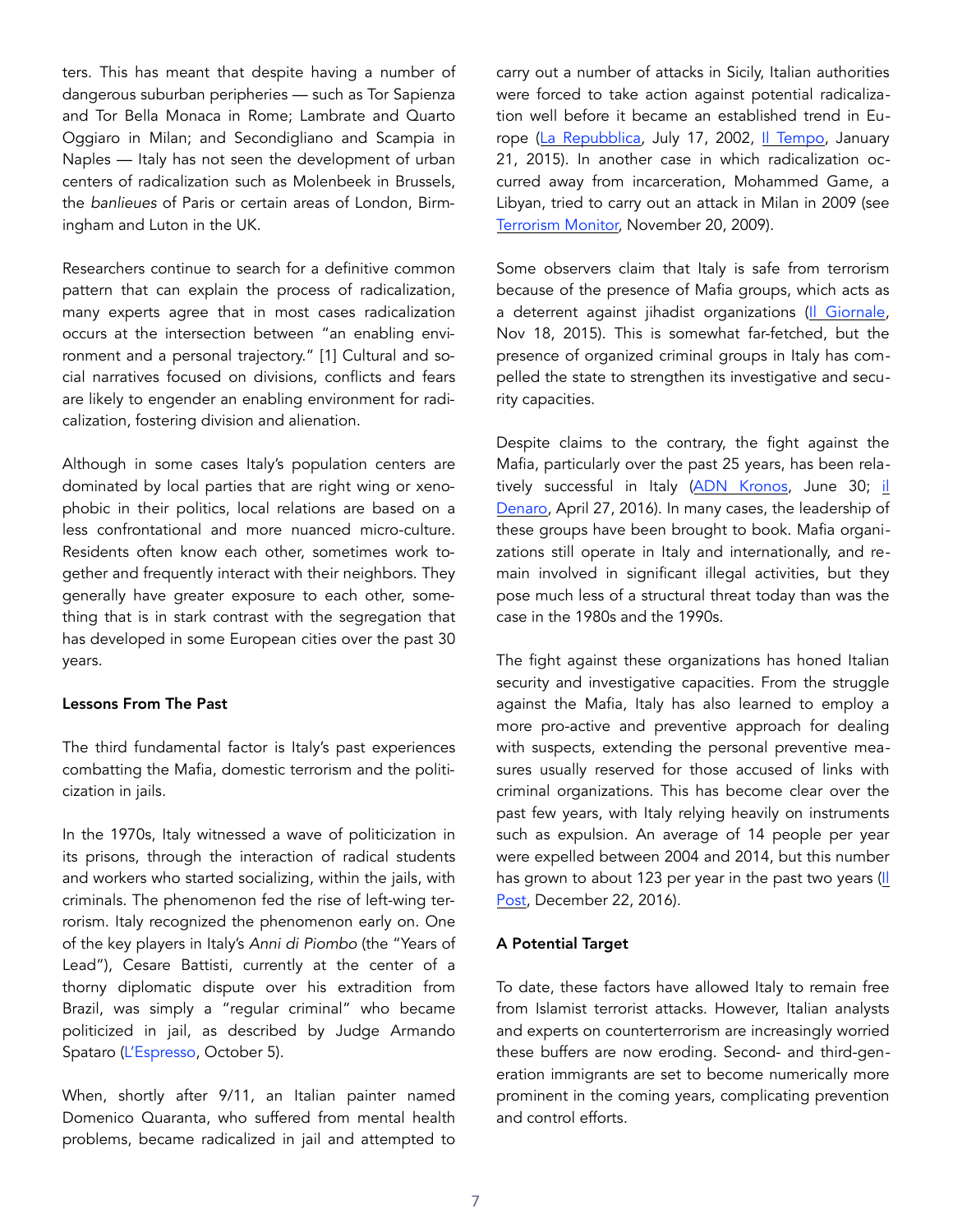ters. This has meant that despite having a number of dangerous suburban peripheries — such as Tor Sapienza and Tor Bella Monaca in Rome; Lambrate and Quarto Oggiaro in Milan; and Secondigliano and Scampia in Naples — Italy has not seen the development of urban centers of radicalization such as Molenbeek in Brussels, the *banlieues* of Paris or certain areas of London, Birmingham and Luton in the UK.

Researchers continue to search for a definitive common pattern that can explain the process of radicalization, many experts agree that in most cases radicalization occurs at the intersection between "an enabling environment and a personal trajectory." [1] Cultural and social narratives focused on divisions, conflicts and fears are likely to engender an enabling environment for radicalization, fostering division and alienation.

Although in some cases Italy's population centers are dominated by local parties that are right wing or xenophobic in their politics, local relations are based on a less confrontational and more nuanced micro-culture. Residents often know each other, sometimes work together and frequently interact with their neighbors. They generally have greater exposure to each other, something that is in stark contrast with the segregation that has developed in some European cities over the past 30 years.

**Lessons From The Past**

The third fundamental factor is Italy's past experiences combatting the Mafia, domestic terrorism and the politicization in jails.

In the 1970s, Italy witnessed a wave of politicization in its prisons, through the interaction of radical students and workers who started socializing, within the jails, with criminals. The phenomenon fed the rise of left-wing terrorism. Italy recognized the phenomenon early on. One of the key players in Italy's *Anni di Piombo* (the "Years of Lead"), Cesare Battisti, currently at the center of a thorny diplomatic dispute over his extradition from Brazil, was simply a "regular criminal" who became politicized in jail, as described by Judge Armando Spataro (L'Espresso, October 5).

When, shortly after 9/11, an Italian painter named Domenico Quaranta, who suffered from mental health problems, became radicalized in jail and attempted to carry out a number of attacks in Sicily, Italian authorities were forced to take action against potential radicalization well before it became an established trend in Europe (La Repubblica, July 17, 2002, Il Tempo, January 21, 2015). In another case in which radicalization occurred away from incarceration, Mohammed Game, a Libyan, tried to carry out an attack in Milan in 2009 (see Terrorism Monitor, November 20, 2009).

Some observers claim that Italy is safe from terrorism because of the presence of Mafia groups, which acts as a deterrent against jihadist organizations (Il Giornale, Nov 18, 2015). This is somewhat far-fetched, but the presence of organized criminal groups in Italy has compelled the state to strengthen its investigative and security capacities.

Despite claims to the contrary, the fight against the Mafia, particularly over the past 25 years, has been relatively successful in Italy (ADN Kronos, June 30; il Denaro, April 27, 2016). In many cases, the leadership of these groups have been brought to book. Mafia organizations still operate in Italy and internationally, and remain involved in significant illegal activities, but they pose much less of a structural threat today than was the case in the 1980s and the 1990s.

The fight against these organizations has honed Italian security and investigative capacities. From the struggle against the Mafia, Italy has also learned to employ a more pro-active and preventive approach for dealing with suspects, extending the personal preventive measures usually reserved for those accused of links with criminal organizations. This has become clear over the past few years, with Italy relying heavily on instruments such as expulsion. An average of 14 people per year were expelled between 2004 and 2014, but this number has grown to about 123 per year in the past two years (Il Post, December 22, 2016).

**A Potential Target**

To date, these factors have allowed Italy to remain free from Islamist terrorist attacks. However, Italian analysts and experts on counterterrorism are increasingly worried these buffers are now eroding. Second- and third-generation immigrants are set to become numerically more prominent in the coming years, complicating prevention and control efforts.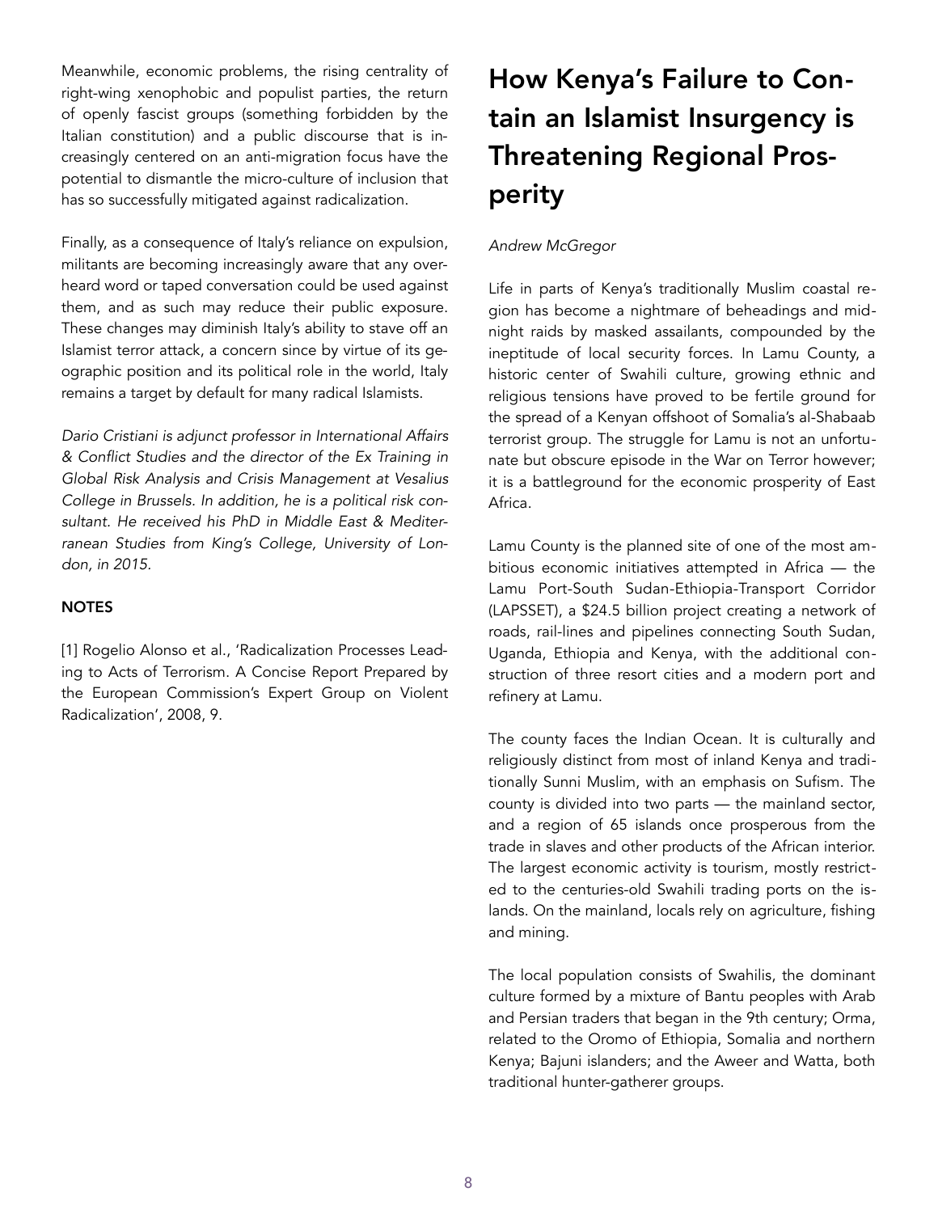Meanwhile, economic problems, the rising centrality of right-wing xenophobic and populist parties, the return of openly fascist groups (something forbidden by the Italian constitution) and a public discourse that is increasingly centered on an anti-migration focus have the potential to dismantle the micro-culture of inclusion that has so successfully mitigated against radicalization.

Finally, as a consequence of Italy's reliance on expulsion, militants are becoming increasingly aware that any overheard word or taped conversation could be used against them, and as such may reduce their public exposure. These changes may diminish Italy's ability to stave off an Islamist terror attack, a concern since by virtue of its geographic position and its political role in the world, Italy remains a target by default for many radical Islamists.

*Dario Cristiani is adjunct professor in International Affairs & Conflict Studies and the director of the Ex Training in Global Risk Analysis and Crisis Management at Vesalius College in Brussels. In addition, he is a political risk consultant. He received his PhD in Middle East & Mediterranean Studies from King's College, University of London, in 2015.*

**NOTES**

[1] Rogelio Alonso et al., 'Radicalization Processes Leading to Acts of Terrorism. A Concise Report Prepared by the European Commission's Expert Group on Violent Radicalization', 2008, 9.

# How Kenya's Failure to Contain an Islamist Insurgency is Threatening Regional Prosperity

*Andrew McGregor*

Life in parts of Kenya's traditionally Muslim coastal region has become a nightmare of beheadings and midnight raids by masked assailants, compounded by the ineptitude of local security forces. In Lamu County, a historic center of Swahili culture, growing ethnic and religious tensions have proved to be fertile ground for the spread of a Kenyan offshoot of Somalia's al-Shabaab terrorist group. The struggle for Lamu is not an unfortunate but obscure episode in the War on Terror however; it is a battleground for the economic prosperity of East Africa.

Lamu County is the planned site of one of the most ambitious economic initiatives attempted in Africa — the Lamu Port-South Sudan-Ethiopia-Transport Corridor (LAPSSET), a $24.5 billion project creating a network of roads, rail-lines and pipelines connecting South Sudan, Uganda, Ethiopia and Kenya, with the additional construction of three resort cities and a modern port and refinery at Lamu.

The county faces the Indian Ocean. It is culturally and religiously distinct from most of inland Kenya and traditionally Sunni Muslim, with an emphasis on Sufism. The county is divided into two parts — the mainland sector, and a region of 65 islands once prosperous from the trade in slaves and other products of the African interior. The largest economic activity is tourism, mostly restricted to the centuries-old Swahili trading ports on the islands. On the mainland, locals rely on agriculture, fishing and mining.

The local population consists of Swahilis, the dominant culture formed by a mixture of Bantu peoples with Arab and Persian traders that began in the 9th century; Orma, related to the Oromo of Ethiopia, Somalia and northern Kenya; Bajuni islanders; and the Aweer and Watta, both traditional hunter-gatherer groups.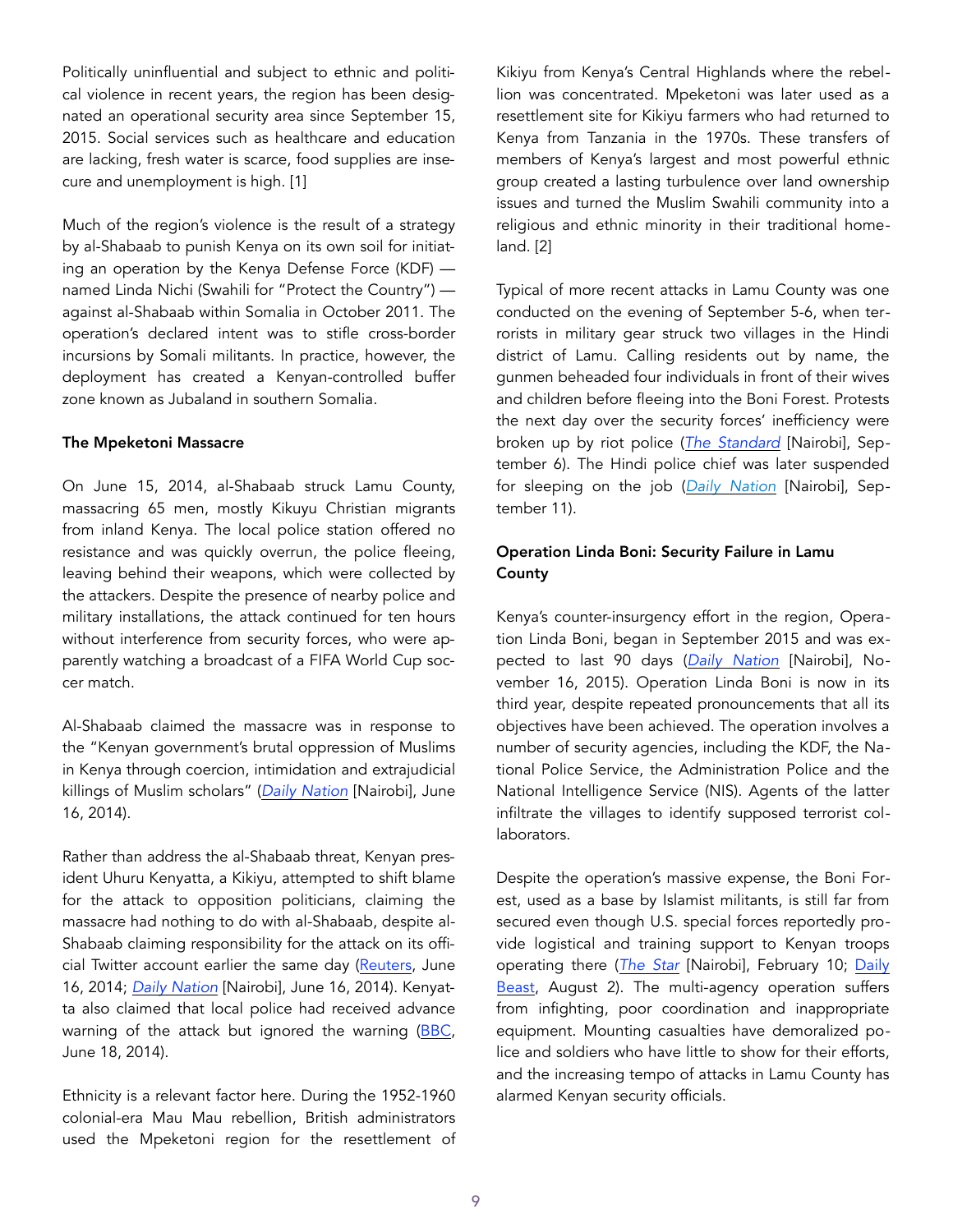Politically uninfluential and subject to ethnic and political violence in recent years, the region has been designated an operational security area since September 15, 2015. Social services such as healthcare and education are lacking, fresh water is scarce, food supplies are insecure and unemployment is high. [1]

Much of the region's violence is the result of a strategy by al-Shabaab to punish Kenya on its own soil for initiating an operation by the Kenya Defense Force (KDF) — named Linda Nichi (Swahili for "Protect the Country") — against al-Shabaab within Somalia in October 2011. The operation's declared intent was to stifle cross-border incursions by Somali militants. In practice, however, the deployment has created a Kenyan-controlled buffer zone known as Jubaland in southern Somalia.

**The Mpeketoni Massacre**

On June 15, 2014, al-Shabaab struck Lamu County, massacring 65 men, mostly Kikuyu Christian migrants from inland Kenya. The local police station offered no resistance and was quickly overrun, the police fleeing, leaving behind their weapons, which were collected by the attackers. Despite the presence of nearby police and military installations, the attack continued for ten hours without interference from security forces, who were apparently watching a broadcast of a FIFA World Cup soccer match.

Al-Shabaab claimed the massacre was in response to the "Kenyan government's brutal oppression of Muslims in Kenya through coercion, intimidation and extrajudicial killings of Muslim scholars" (*Daily Nation* [Nairobi], June 16, 2014).

Rather than address the al-Shabaab threat, Kenyan president Uhuru Kenyatta, a Kikiyu, attempted to shift blame for the attack to opposition politicians, claiming the massacre had nothing to do with al-Shabaab, despite al-Shabaab claiming responsibility for the attack on its official Twitter account earlier the same day (Reuters, June 16, 2014; *Daily Nation* [Nairobi], June 16, 2014). Kenyatta also claimed that local police had received advance warning of the attack but ignored the warning (BBC, June 18, 2014).

Ethnicity is a relevant factor here. During the 1952-1960 colonial-era Mau Mau rebellion, British administrators used the Mpeketoni region for the resettlement of Kikiyu from Kenya's Central Highlands where the rebellion was concentrated. Mpeketoni was later used as a resettlement site for Kikiyu farmers who had returned to Kenya from Tanzania in the 1970s. These transfers of members of Kenya's largest and most powerful ethnic group created a lasting turbulence over land ownership issues and turned the Muslim Swahili community into a religious and ethnic minority in their traditional homeland. [2]

Typical of more recent attacks in Lamu County was one conducted on the evening of September 5-6, when terrorists in military gear struck two villages in the Hindi district of Lamu. Calling residents out by name, the gunmen beheaded four individuals in front of their wives and children before fleeing into the Boni Forest. Protests the next day over the security forces' inefficiency were broken up by riot police (*The Standard* [Nairobi], September 6). The Hindi police chief was later suspended for sleeping on the job (*Daily Nation* [Nairobi], September 11).

**Operation Linda Boni: Security Failure in Lamu County**

Kenya's counter-insurgency effort in the region, Operation Linda Boni, began in September 2015 and was expected to last 90 days (*Daily Nation* [Nairobi], November 16, 2015). Operation Linda Boni is now in its third year, despite repeated pronouncements that all its objectives have been achieved. The operation involves a number of security agencies, including the KDF, the National Police Service, the Administration Police and the National Intelligence Service (NIS). Agents of the latter infiltrate the villages to identify supposed terrorist collaborators.

Despite the operation's massive expense, the Boni Forest, used as a base by Islamist militants, is still far from secured even though U.S. special forces reportedly provide logistical and training support to Kenyan troops operating there (*The Star* [Nairobi], February 10; Daily Beast, August 2). The multi-agency operation suffers from infighting, poor coordination and inappropriate equipment. Mounting casualties have demoralized police and soldiers who have little to show for their efforts, and the increasing tempo of attacks in Lamu County has alarmed Kenyan security officials.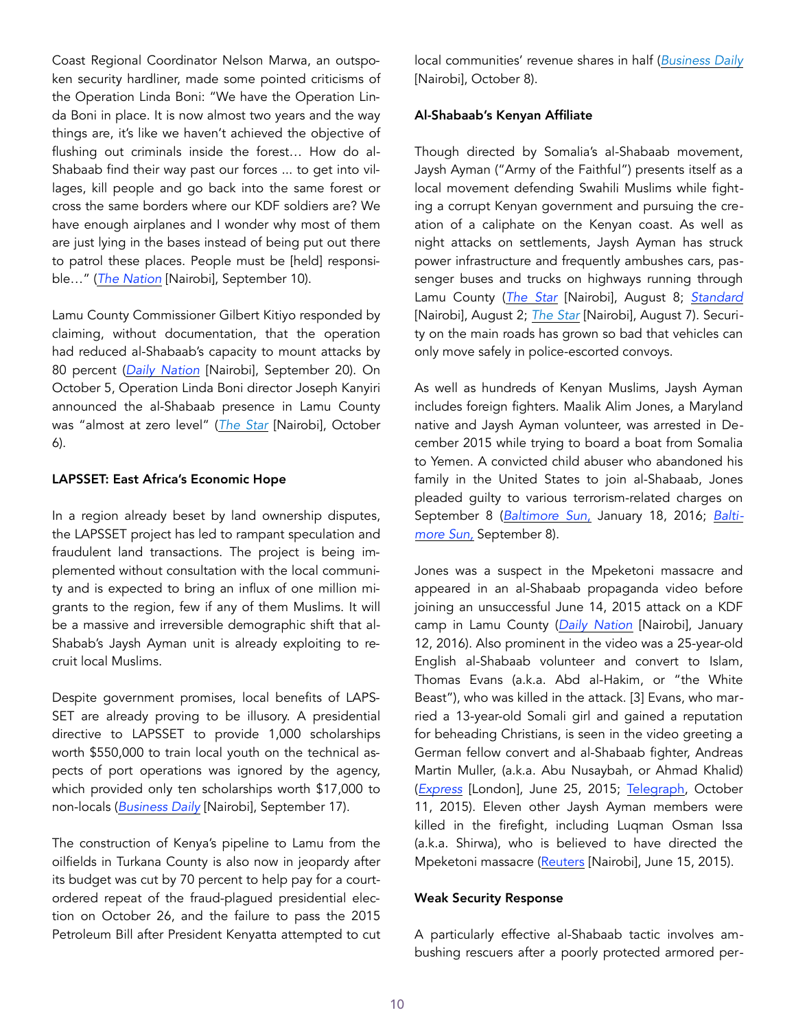Coast Regional Coordinator Nelson Marwa, an outspoken security hardliner, made some pointed criticisms of the Operation Linda Boni: "We have the Operation Linda Boni in place. It is now almost two years and the way things are, it's like we haven't achieved the objective of flushing out criminals inside the forest… How do al-Shabaab find their way past our forces ... to get into villages, kill people and go back into the same forest or cross the same borders where our KDF soldiers are? We have enough airplanes and I wonder why most of them are just lying in the bases instead of being put out there to patrol these places. People must be [held] responsible…" (*The Nation* [Nairobi], September 10).

Lamu County Commissioner Gilbert Kitiyo responded by claiming, without documentation, that the operation had reduced al-Shabaab's capacity to mount attacks by 80 percent (*Daily Nation* [Nairobi], September 20). On October 5, Operation Linda Boni director Joseph Kanyiri announced the al-Shabaab presence in Lamu County was "almost at zero level" (*The Star* [Nairobi], October 6).

#### LAPSSET: East Africa's Economic Hope

In a region already beset by land ownership disputes, the LAPSSET project has led to rampant speculation and fraudulent land transactions. The project is being implemented without consultation with the local community and is expected to bring an influx of one million migrants to the region, few if any of them Muslims. It will be a massive and irreversible demographic shift that al-Shabab's Jaysh Ayman unit is already exploiting to recruit local Muslims.

Despite government promises, local benefits of LAPSSET are already proving to be illusory. A presidential directive to LAPSSET to provide 1,000 scholarships worth $550,000 to train local youth on the technical aspects of port operations was ignored by the agency, which provided only ten scholarships worth $17,000 to non-locals (*Business Daily* [Nairobi], September 17).

The construction of Kenya's pipeline to Lamu from the oilfields in Turkana County is also now in jeopardy after its budget was cut by 70 percent to help pay for a court-ordered repeat of the fraud-plagued presidential election on October 26, and the failure to pass the 2015 Petroleum Bill after President Kenyatta attempted to cut local communities' revenue shares in half (*Business Daily* [Nairobi], October 8).

#### Al-Shabaab's Kenyan Affiliate

Though directed by Somalia's al-Shabaab movement, Jaysh Ayman ("Army of the Faithful") presents itself as a local movement defending Swahili Muslims while fighting a corrupt Kenyan government and pursuing the creation of a caliphate on the Kenyan coast. As well as night attacks on settlements, Jaysh Ayman has struck power infrastructure and frequently ambushes cars, passenger buses and trucks on highways running through Lamu County (*The Star* [Nairobi], August 8; *Standard* [Nairobi], August 2; *The Star* [Nairobi], August 7). Security on the main roads has grown so bad that vehicles can only move safely in police-escorted convoys.

As well as hundreds of Kenyan Muslims, Jaysh Ayman includes foreign fighters. Maalik Alim Jones, a Maryland native and Jaysh Ayman volunteer, was arrested in December 2015 while trying to board a boat from Somalia to Yemen. A convicted child abuser who abandoned his family in the United States to join al-Shabaab, Jones pleaded guilty to various terrorism-related charges on September 8 (*Baltimore Sun,* January 18, 2016; *Baltimore Sun,* September 8).

Jones was a suspect in the Mpeketoni massacre and appeared in an al-Shabaab propaganda video before joining an unsuccessful June 14, 2015 attack on a KDF camp in Lamu County (*Daily Nation* [Nairobi], January 12, 2016). Also prominent in the video was a 25-year-old English al-Shabaab volunteer and convert to Islam, Thomas Evans (a.k.a. Abd al-Hakim, or "the White Beast"), who was killed in the attack. [3] Evans, who married a 13-year-old Somali girl and gained a reputation for beheading Christians, is seen in the video greeting a German fellow convert and al-Shabaab fighter, Andreas Martin Muller, (a.k.a. Abu Nusaybah, or Ahmad Khalid) (*Express* [London], June 25, 2015; Telegraph, October 11, 2015). Eleven other Jaysh Ayman members were killed in the firefight, including Luqman Osman Issa (a.k.a. Shirwa), who is believed to have directed the Mpeketoni massacre (Reuters [Nairobi], June 15, 2015).

#### Weak Security Response

A particularly effective al-Shabaab tactic involves ambushing rescuers after a poorly protected armored per-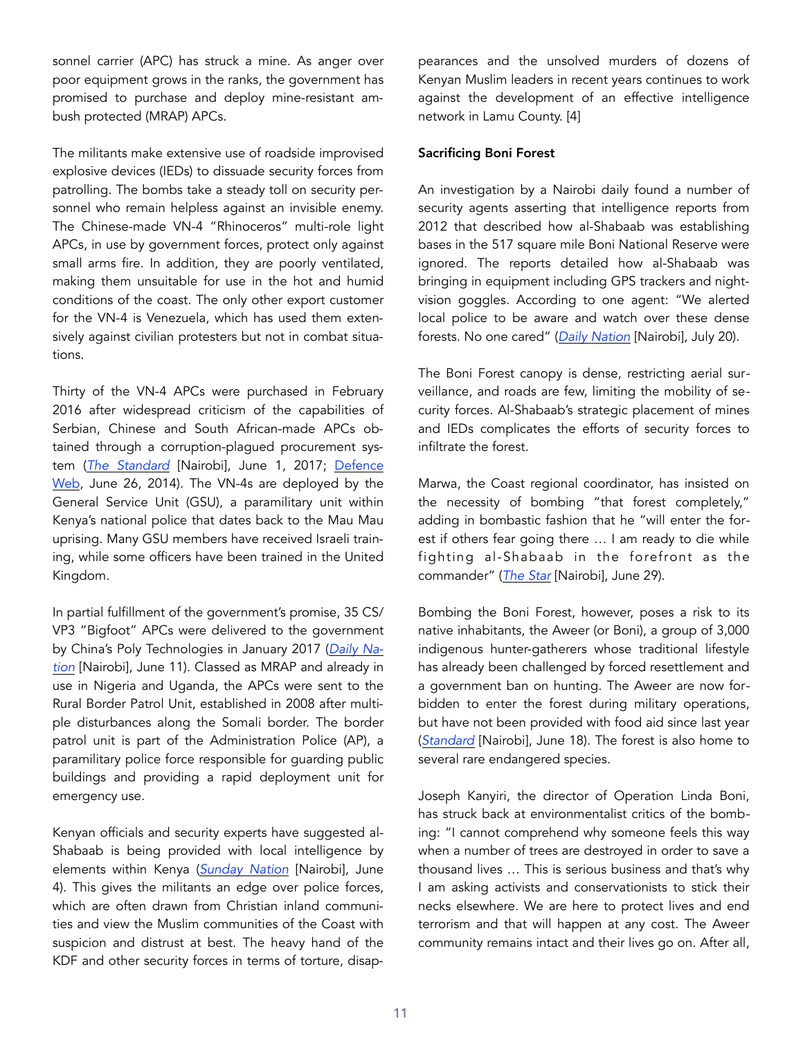sonnel carrier (APC) has struck a mine. As anger over poor equipment grows in the ranks, the government has promised to purchase and deploy mine-resistant ambush protected (MRAP) APCs.

The militants make extensive use of roadside improvised explosive devices (IEDs) to dissuade security forces from patrolling. The bombs take a steady toll on security personnel who remain helpless against an invisible enemy. The Chinese-made VN-4 "Rhinoceros" multi-role light APCs, in use by government forces, protect only against small arms fire. In addition, they are poorly ventilated, making them unsuitable for use in the hot and humid conditions of the coast. The only other export customer for the VN-4 is Venezuela, which has used them extensively against civilian protesters but not in combat situations.

Thirty of the VN-4 APCs were purchased in February 2016 after widespread criticism of the capabilities of Serbian, Chinese and South African-made APCs obtained through a corruption-plagued procurement system (*The Standard* [Nairobi], June 1, 2017; Defence Web, June 26, 2014). The VN-4s are deployed by the General Service Unit (GSU), a paramilitary unit within Kenya's national police that dates back to the Mau Mau uprising. Many GSU members have received Israeli training, while some officers have been trained in the United Kingdom.

In partial fulfillment of the government's promise, 35 CS/VP3 "Bigfoot" APCs were delivered to the government by China's Poly Technologies in January 2017 (*Daily Nation* [Nairobi], June 11). Classed as MRAP and already in use in Nigeria and Uganda, the APCs were sent to the Rural Border Patrol Unit, established in 2008 after multiple disturbances along the Somali border. The border patrol unit is part of the Administration Police (AP), a paramilitary police force responsible for guarding public buildings and providing a rapid deployment unit for emergency use.

Kenyan officials and security experts have suggested al-Shabaab is being provided with local intelligence by elements within Kenya (*Sunday Nation* [Nairobi], June 4). This gives the militants an edge over police forces, which are often drawn from Christian inland communities and view the Muslim communities of the Coast with suspicion and distrust at best. The heavy hand of the KDF and other security forces in terms of torture, disappearances and the unsolved murders of dozens of Kenyan Muslim leaders in recent years continues to work against the development of an effective intelligence network in Lamu County. [4]

**Sacrificing Boni Forest**

An investigation by a Nairobi daily found a number of security agents asserting that intelligence reports from 2012 that described how al-Shabaab was establishing bases in the 517 square mile Boni National Reserve were ignored. The reports detailed how al-Shabaab was bringing in equipment including GPS trackers and night-vision goggles. According to one agent: "We alerted local police to be aware and watch over these dense forests. No one cared" (*Daily Nation* [Nairobi], July 20).

The Boni Forest canopy is dense, restricting aerial surveillance, and roads are few, limiting the mobility of security forces. Al-Shabaab's strategic placement of mines and IEDs complicates the efforts of security forces to infiltrate the forest.

Marwa, the Coast regional coordinator, has insisted on the necessity of bombing "that forest completely," adding in bombastic fashion that he "will enter the forest if others fear going there … I am ready to die while fighting al-Shabaab in the forefront as the commander" (*The Star* [Nairobi], June 29).

Bombing the Boni Forest, however, poses a risk to its native inhabitants, the Aweer (or Boni), a group of 3,000 indigenous hunter-gatherers whose traditional lifestyle has already been challenged by forced resettlement and a government ban on hunting. The Aweer are now forbidden to enter the forest during military operations, but have not been provided with food aid since last year (*Standard* [Nairobi], June 18). The forest is also home to several rare endangered species.

Joseph Kanyiri, the director of Operation Linda Boni, has struck back at environmentalist critics of the bombing: "I cannot comprehend why someone feels this way when a number of trees are destroyed in order to save a thousand lives … This is serious business and that's why I am asking activists and conservationists to stick their necks elsewhere. We are here to protect lives and end terrorism and that will happen at any cost. The Aweer community remains intact and their lives go on. After all,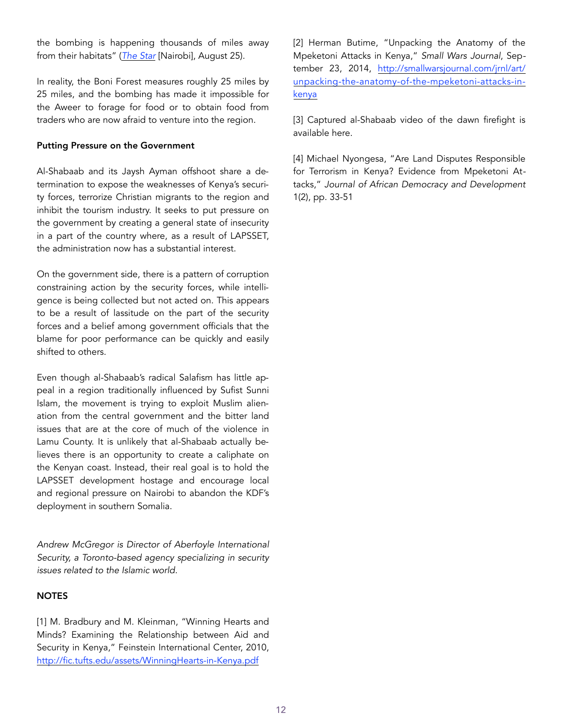the bombing is happening thousands of miles away from their habitats" (*The Star* [Nairobi], August 25).

In reality, the Boni Forest measures roughly 25 miles by 25 miles, and the bombing has made it impossible for the Aweer to forage for food or to obtain food from traders who are now afraid to venture into the region.

**Putting Pressure on the Government**

Al-Shabaab and its Jaysh Ayman offshoot share a determination to expose the weaknesses of Kenya's security forces, terrorize Christian migrants to the region and inhibit the tourism industry. It seeks to put pressure on the government by creating a general state of insecurity in a part of the country where, as a result of LAPSSET, the administration now has a substantial interest.

On the government side, there is a pattern of corruption constraining action by the security forces, while intelligence is being collected but not acted on. This appears to be a result of lassitude on the part of the security forces and a belief among government officials that the blame for poor performance can be quickly and easily shifted to others.

Even though al-Shabaab's radical Salafism has little appeal in a region traditionally influenced by Sufist Sunni Islam, the movement is trying to exploit Muslim alienation from the central government and the bitter land issues that are at the core of much of the violence in Lamu County. It is unlikely that al-Shabaab actually believes there is an opportunity to create a caliphate on the Kenyan coast. Instead, their real goal is to hold the LAPSSET development hostage and encourage local and regional pressure on Nairobi to abandon the KDF's deployment in southern Somalia.

*Andrew McGregor is Director of Aberfoyle International Security, a Toronto-based agency specializing in security issues related to the Islamic world.*

**NOTES**

[1] M. Bradbury and M. Kleinman, "Winning Hearts and Minds? Examining the Relationship between Aid and Security in Kenya," Feinstein International Center, 2010, http://fic.tufts.edu/assets/WinningHearts-in-Kenya.pdf

[2] Herman Butime, "Unpacking the Anatomy of the Mpeketoni Attacks in Kenya," *Small Wars Journal*, September 23, 2014, http://smallwarsjournal.com/jrnl/art/unpacking-the-anatomy-of-the-mpeketoni-attacks-in-kenya

[3] Captured al-Shabaab video of the dawn firefight is available here.

[4] Michael Nyongesa, "Are Land Disputes Responsible for Terrorism in Kenya? Evidence from Mpeketoni Attacks," *Journal of African Democracy and Development* 1(2), pp. 33-51